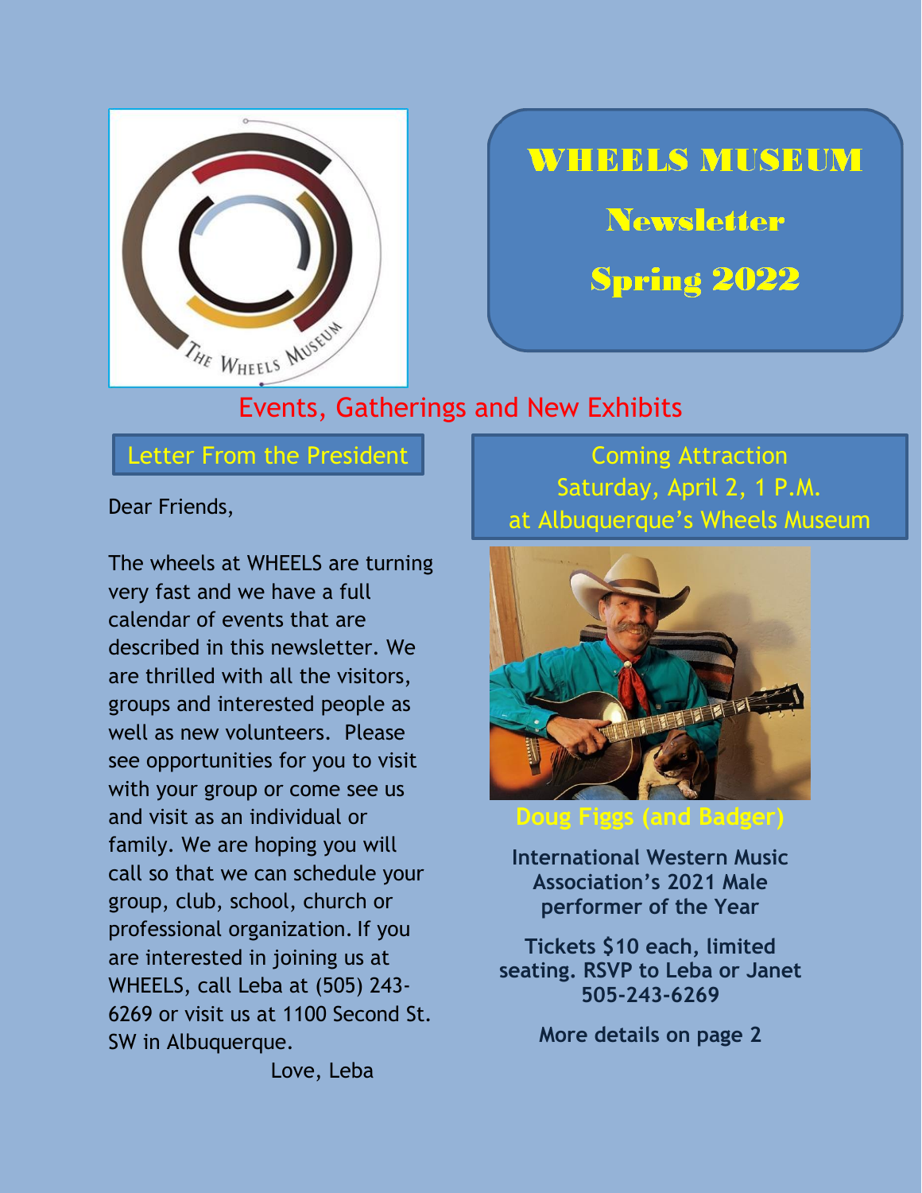THE WHEELS MUSEUM

# WHEELS MUSEUM

## Newsletter

## Spring 2022

## Events, Gatherings and New Exhibits

### Letter From the President

Dear Friends,

The wheels at WHEELS are turning very fast and we have a full calendar of events that are described in this newsletter. We are thrilled with all the visitors, groups and interested people as well as new volunteers. Please see opportunities for you to visit with your group or come see us and visit as an individual or family. We are hoping you will call so that we can schedule your group, club, school, church or professional organization. If you are interested in joining us at WHEELS, call Leba at (505) 243-6269 or visit us at 1100 Second St. SW in Albuquerque.

Love, Leba

### Coming Attraction
### Saturday, April 2, 1 P.M.
### at Albuquerque's Wheels Museum

**Doug Figgs (and Badger)**

**International Western Music Association's 2021 Male performer of the Year**

**Tickets $10 each, limited seating. RSVP to Leba or Janet 505-243-6269**

**More details on page 2**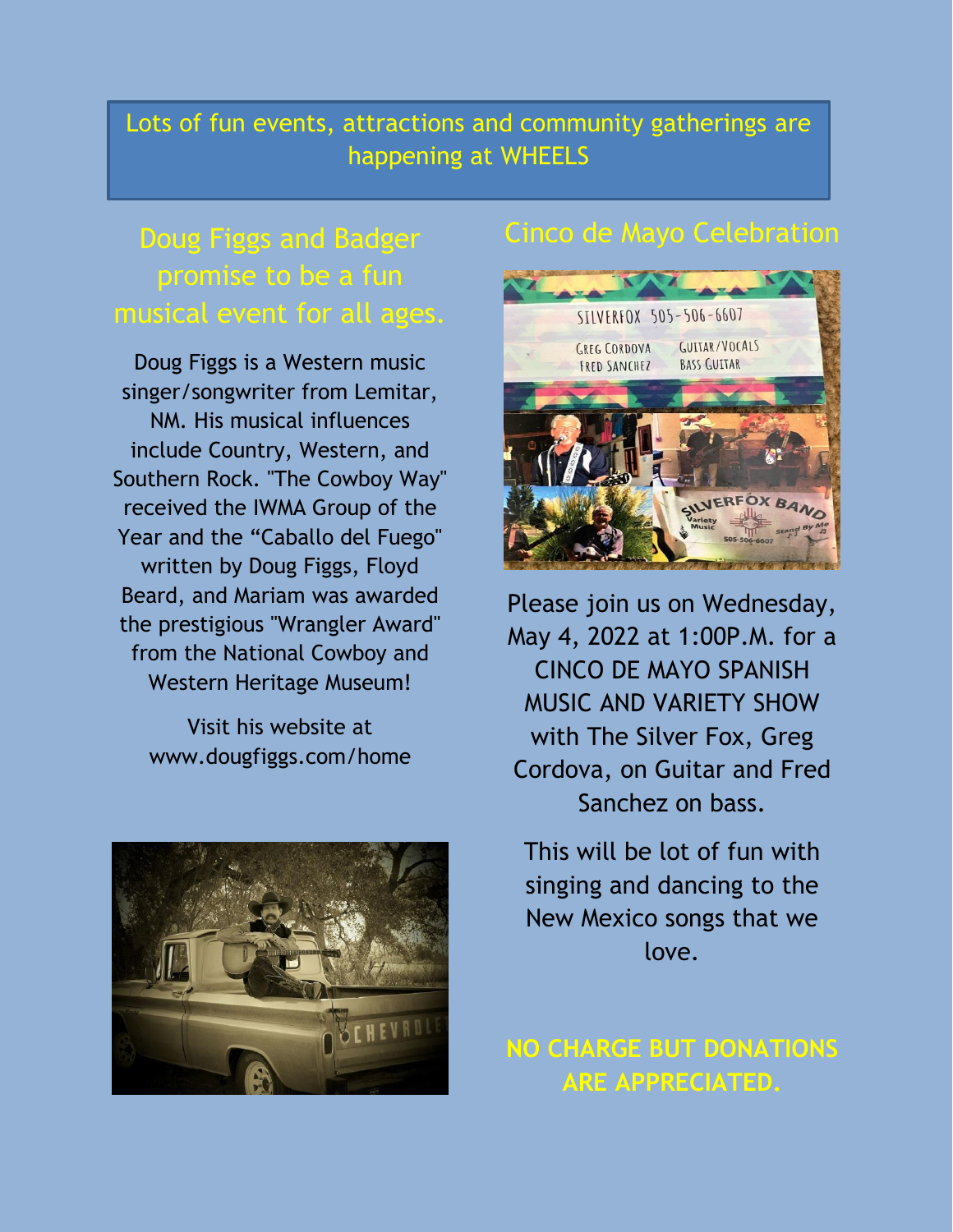Lots of fun events, attractions and community gatherings are happening at WHEELS

## Doug Figgs and Badger promise to be a fun musical event for all ages.

Doug Figgs is a Western music singer/songwriter from Lemitar, NM. His musical influences include Country, Western, and Southern Rock. "The Cowboy Way" received the IWMA Group of the Year and the "Caballo del Fuego" written by Doug Figgs, Floyd Beard, and Mariam was awarded the prestigious "Wrangler Award" from the National Cowboy and Western Heritage Museum!

Visit his website at www.dougfiggs.com/home

## Cinco de Mayo Celebration

Please join us on Wednesday, May 4, 2022 at 1:00P.M. for a CINCO DE MAYO SPANISH MUSIC AND VARIETY SHOW with The Silver Fox, Greg Cordova, on Guitar and Fred Sanchez on bass.

This will be lot of fun with singing and dancing to the New Mexico songs that we love.

**NO CHARGE BUT DONATIONS ARE APPRECIATED.**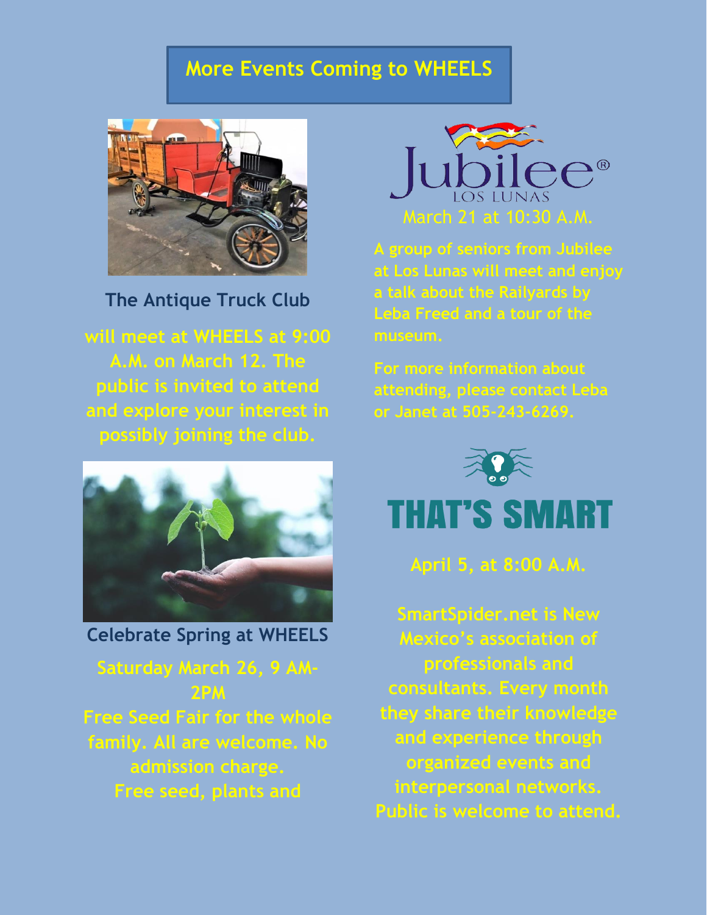# More Events Coming to WHEELS

## The Antique Truck Club

will meet at WHEELS at 9:00 A.M. on March 12. The public is invited to attend and explore your interest in possibly joining the club.

## Celebrate Spring at WHEELS

Saturday March 26, 9 AM-2PM

Free Seed Fair for the whole family. All are welcome. No admission charge.

Free seed, plants and

## Jubilee LOS LUNAS

March 21 at 10:30 A.M.

A group of seniors from Jubilee at Los Lunas will meet and enjoy a talk about the Railyards by Leba Freed and a tour of the museum.

For more information about attending, please contact Leba or Janet at 505-243-6269.

## THAT'S SMART

April 5, at 8:00 A.M.

SmartSpider.net is New Mexico's association of professionals and consultants. Every month they share their knowledge and experience through organized events and interpersonal networks. Public is welcome to attend.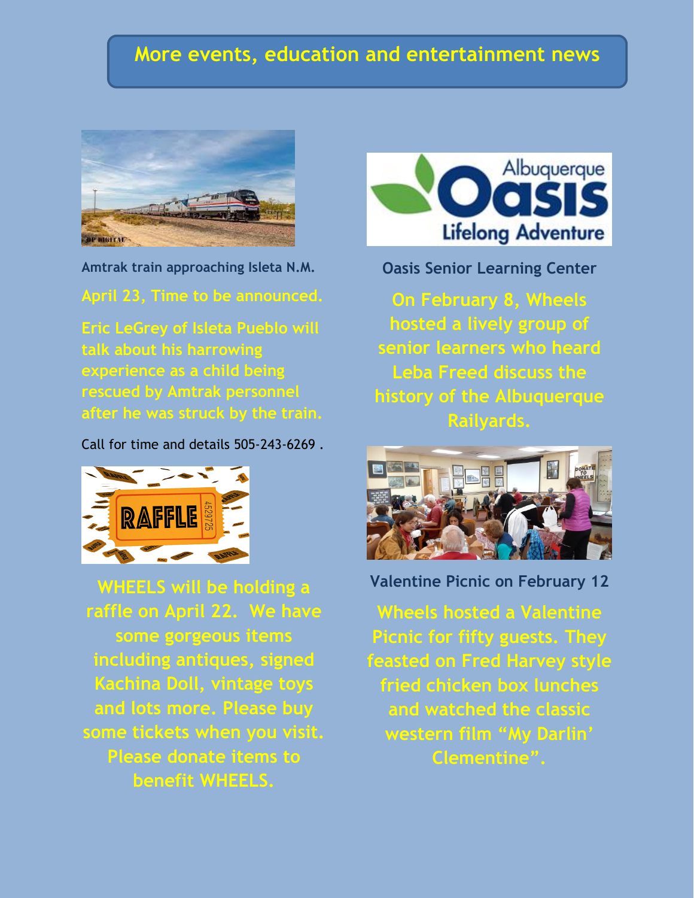## More events, education and entertainment news

Amtrak train approaching Isleta N.M.

**April 23, Time to be announced.**

**Eric LeGrey of Isleta Pueblo will talk about his harrowing experience as a child being rescued by Amtrak personnel after he was struck by the train.**

Call for time and details 505-243-6269 .

**WHEELS will be holding a raffle on April 22. We have some gorgeous items including antiques, signed Kachina Doll, vintage toys and lots more. Please buy some tickets when you visit. Please donate items to benefit WHEELS.**

Oasis Senior Learning Center

**On February 8, Wheels hosted a lively group of senior learners who heard Leba Freed discuss the history of the Albuquerque Railyards.**

Valentine Picnic on February 12

**Wheels hosted a Valentine Picnic for fifty guests. They feasted on Fred Harvey style fried chicken box lunches and watched the classic western film "My Darlin' Clementine".**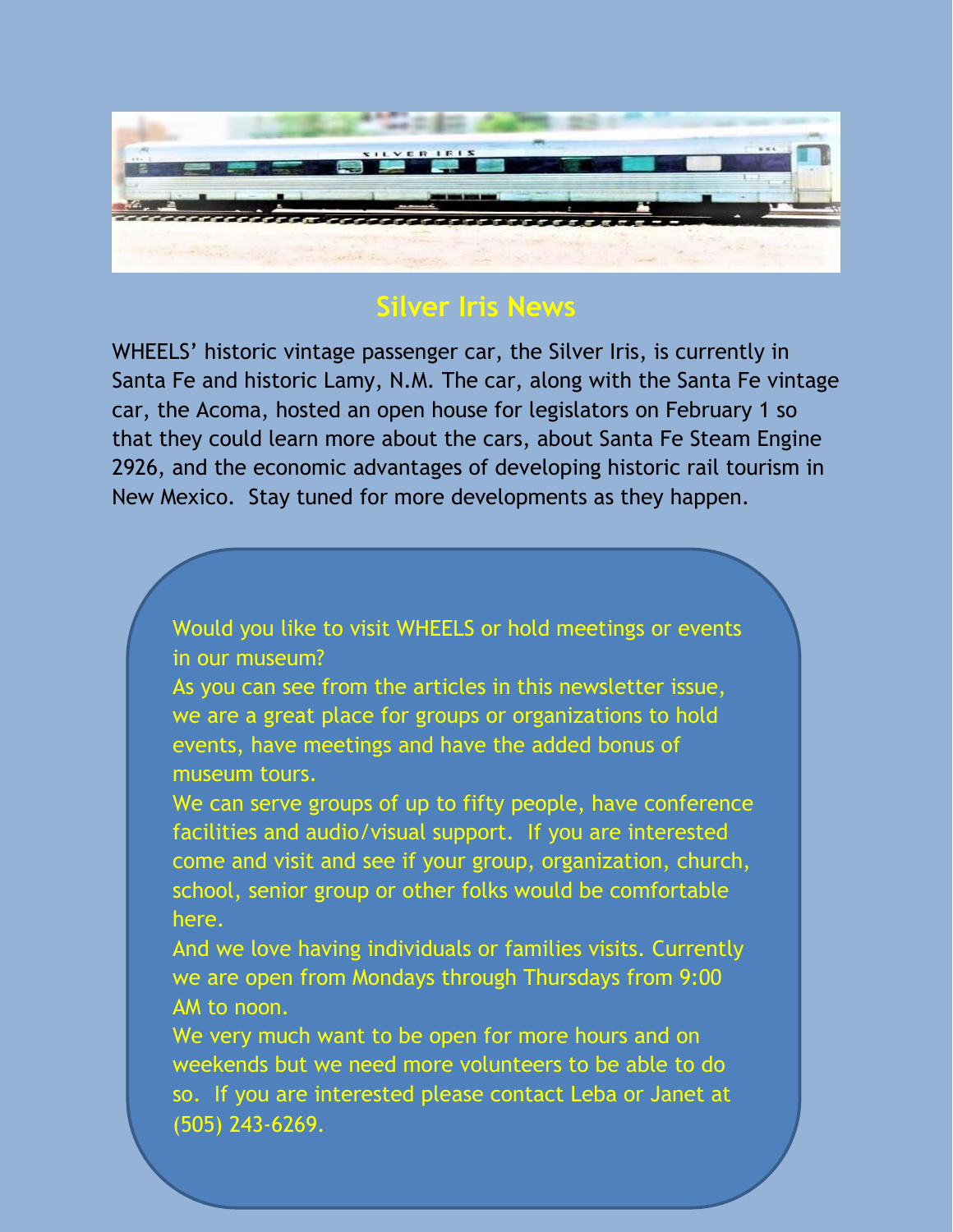## Silver Iris News

WHEELS' historic vintage passenger car, the Silver Iris, is currently in Santa Fe and historic Lamy, N.M. The car, along with the Santa Fe vintage car, the Acoma, hosted an open house for legislators on February 1 so that they could learn more about the cars, about Santa Fe Steam Engine 2926, and the economic advantages of developing historic rail tourism in New Mexico. Stay tuned for more developments as they happen.

Would you like to visit WHEELS or hold meetings or events in our museum?

As you can see from the articles in this newsletter issue, we are a great place for groups or organizations to hold events, have meetings and have the added bonus of museum tours.

We can serve groups of up to fifty people, have conference facilities and audio/visual support. If you are interested come and visit and see if your group, organization, church, school, senior group or other folks would be comfortable here.

And we love having individuals or families visits. Currently we are open from Mondays through Thursdays from 9:00 AM to noon.

We very much want to be open for more hours and on weekends but we need more volunteers to be able to do so. If you are interested please contact Leba or Janet at (505) 243-6269.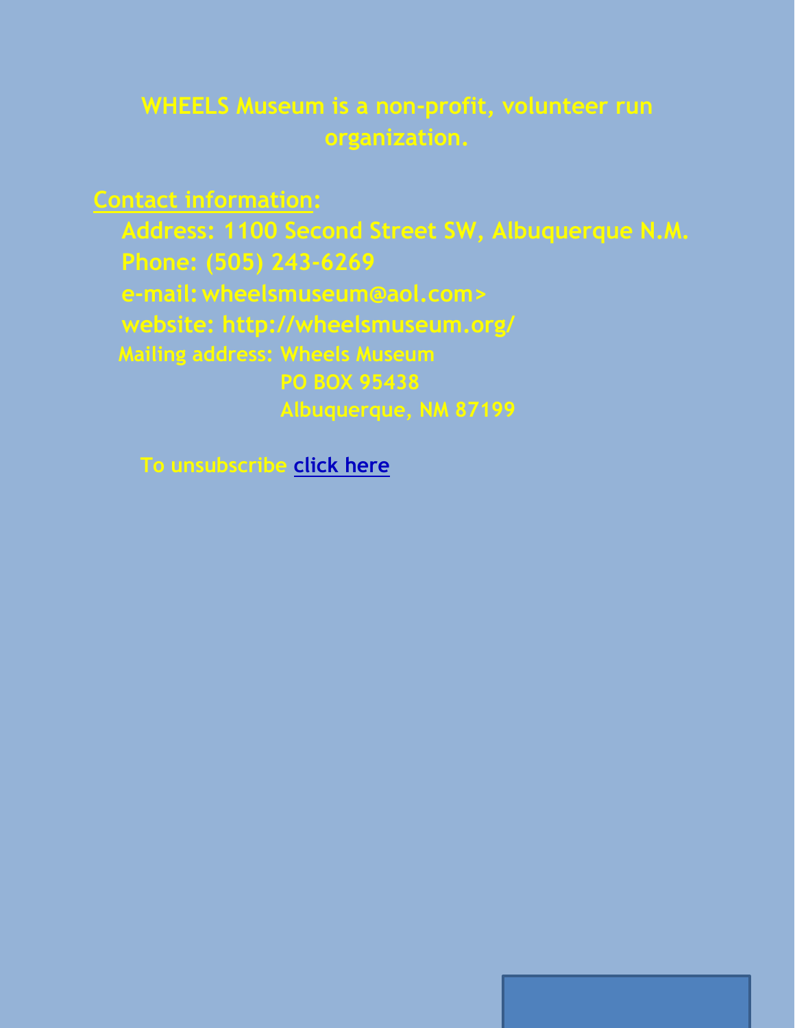WHEELS Museum is a non-profit, volunteer run organization.

Contact information:

Address: 1100 Second Street SW, Albuquerque N.M.
Phone: (505) 243-6269
e-mail: wheelsmuseum@aol.com>
website: http://wheelsmuseum.org/
Mailing address: Wheels Museum
PO BOX 95438
Albuquerque, NM 87199

To unsubscribe click here